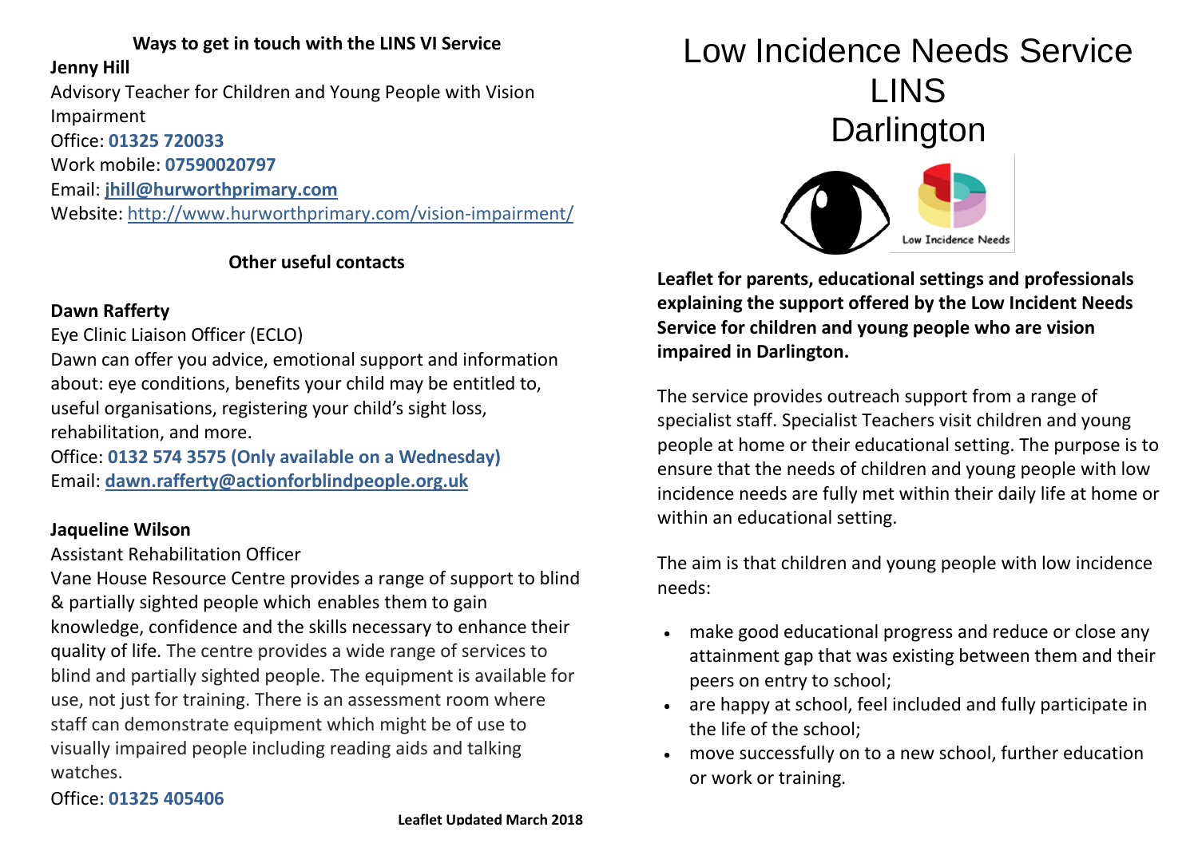## Ways to get in touch with the LINS VI Service

**Jenny Hill**
Advisory Teacher for Children and Young People with Vision Impairment
Office: **01325 720033**
Work mobile: **07590020797**
Email: **jhill@hurworthprimary.com**
Website: http://www.hurworthprimary.com/vision-impairment/

## Other useful contacts

**Dawn Rafferty**
Eye Clinic Liaison Officer (ECLO)
Dawn can offer you advice, emotional support and information about: eye conditions, benefits your child may be entitled to, useful organisations, registering your child's sight loss, rehabilitation, and more.
Office: **0132 574 3575 (Only available on a Wednesday)**
Email: **dawn.rafferty@actionforblindpeople.org.uk**

**Jaqueline Wilson**
Assistant Rehabilitation Officer
Vane House Resource Centre provides a range of support to blind & partially sighted people which enables them to gain knowledge, confidence and the skills necessary to enhance their quality of life. The centre provides a wide range of services to blind and partially sighted people. The equipment is available for use, not just for training. There is an assessment room where staff can demonstrate equipment which might be of use to visually impaired people including reading aids and talking watches.
Office: **01325 405406**

**Leaflet Updated March 2018**

# Low Incidence Needs Service LINS Darlington

Low Incidence Needs

**Leaflet for parents, educational settings and professionals explaining the support offered by the Low Incident Needs Service for children and young people who are vision impaired in Darlington.**

The service provides outreach support from a range of specialist staff. Specialist Teachers visit children and young people at home or their educational setting. The purpose is to ensure that the needs of children and young people with low incidence needs are fully met within their daily life at home or within an educational setting.

The aim is that children and young people with low incidence needs:

- make good educational progress and reduce or close any attainment gap that was existing between them and their peers on entry to school;
- are happy at school, feel included and fully participate in the life of the school;
- move successfully on to a new school, further education or work or training.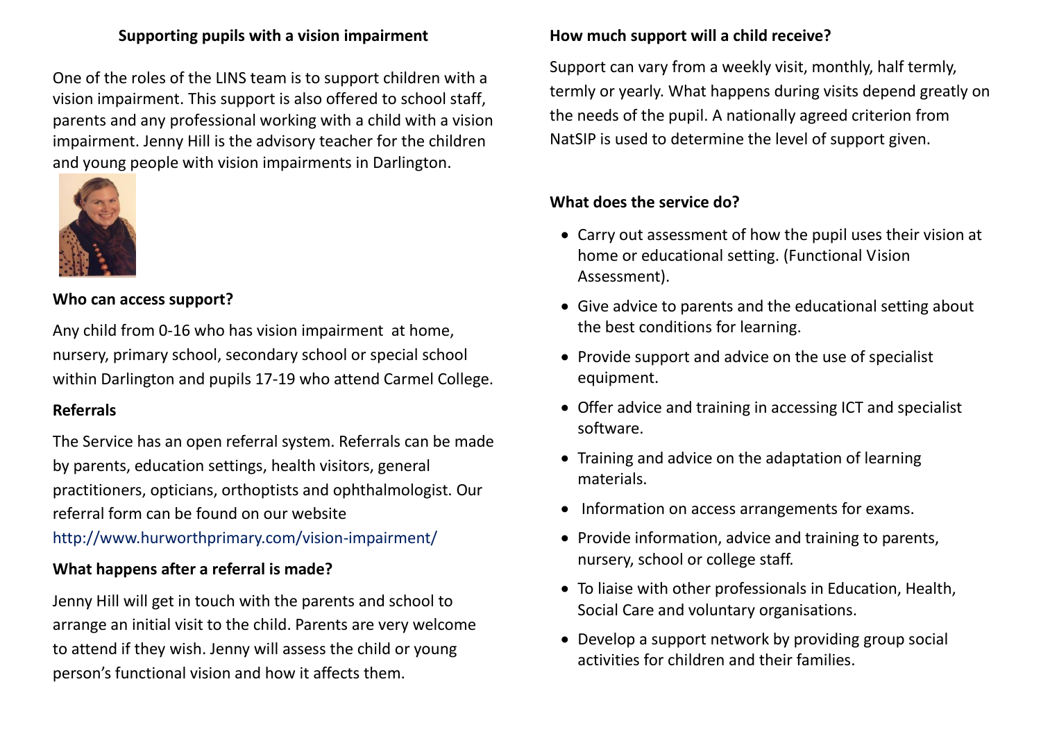## Supporting pupils with a vision impairment

One of the roles of the LINS team is to support children with a vision impairment. This support is also offered to school staff, parents and any professional working with a child with a vision impairment. Jenny Hill is the advisory teacher for the children and young people with vision impairments in Darlington.

**Who can access support?**

Any child from 0-16 who has vision impairment at home, nursery, primary school, secondary school or special school within Darlington and pupils 17-19 who attend Carmel College.

**Referrals**

The Service has an open referral system. Referrals can be made by parents, education settings, health visitors, general practitioners, opticians, orthoptists and ophthalmologist. Our referral form can be found on our website http://www.hurworthprimary.com/vision-impairment/

**What happens after a referral is made?**

Jenny Hill will get in touch with the parents and school to arrange an initial visit to the child. Parents are very welcome to attend if they wish. Jenny will assess the child or young person's functional vision and how it affects them.

**How much support will a child receive?**

Support can vary from a weekly visit, monthly, half termly, termly or yearly. What happens during visits depend greatly on the needs of the pupil. A nationally agreed criterion from NatSIP is used to determine the level of support given.

**What does the service do?**

- Carry out assessment of how the pupil uses their vision at home or educational setting. (Functional Vision Assessment).
- Give advice to parents and the educational setting about the best conditions for learning.
- Provide support and advice on the use of specialist equipment.
- Offer advice and training in accessing ICT and specialist software.
- Training and advice on the adaptation of learning materials.
- Information on access arrangements for exams.
- Provide information, advice and training to parents, nursery, school or college staff.
- To liaise with other professionals in Education, Health, Social Care and voluntary organisations.
- Develop a support network by providing group social activities for children and their families.